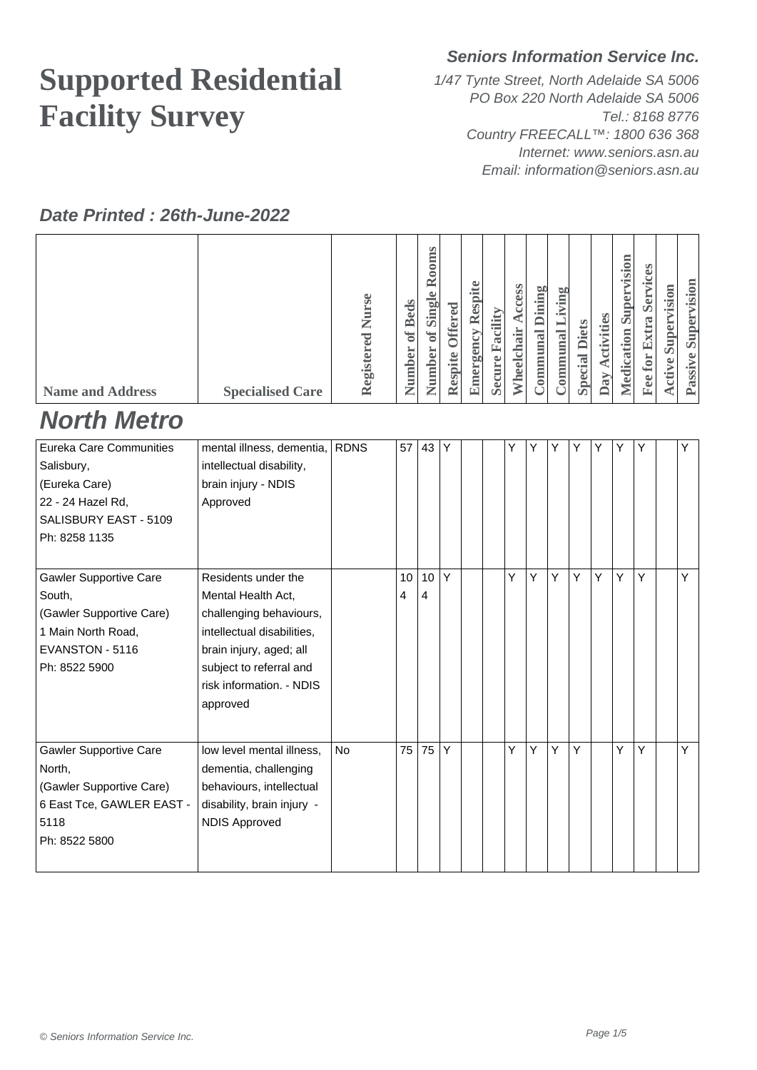# Supported Residential Facility Survey

***Seniors Information Service Inc.***

*1/47 Tynte Street, North Adelaide SA 5006*
*PO Box 220 North Adelaide SA 5006*
*Tel.: 8168 8776*
*Country FREECALL™: 1800 636 368*
*Internet: www.seniors.asn.au*
*Email: information@seniors.asn.au*

***Date Printed : 26th-June-2022***

## North Metro

| Name and Address | Specialised Care | Registered Nurse | Number of Beds | Number of Single Rooms | Respite Offered | Emergency Respite | Secure Facility | Wheelchair Access | Communal Dining | Communal Living | Special Diets | Day Activities | Medication Supervision | Fee for Extra Services | Active Supervision | Passive Supervision |
|---|---|---|---|---|---|---|---|---|---|---|---|---|---|---|---|---|
| Eureka Care Communities Salisbury, (Eureka Care) 22 - 24 Hazel Rd, SALISBURY EAST - 5109 Ph: 8258 1135 | mental illness, dementia, intellectual disability, brain injury - NDIS Approved | RDNS | 57 | 43 | Y | | | Y | Y | Y | Y | Y | Y | Y | | Y |
| Gawler Supportive Care South, (Gawler Supportive Care) 1 Main North Road, EVANSTON - 5116 Ph: 8522 5900 | Residents under the Mental Health Act, challenging behaviours, intellectual disabilities, brain injury, aged; all subject to referral and risk information. - NDIS approved | | 104 | 104 | Y | | | Y | Y | Y | Y | Y | Y | Y | | Y |
| Gawler Supportive Care North, (Gawler Supportive Care) 6 East Tce, GAWLER EAST - 5118 Ph: 8522 5800 | low level mental illness, dementia, challenging behaviours, intellectual disability, brain injury - NDIS Approved | No | 75 | 75 | Y | | | Y | Y | Y | Y | | Y | Y | | Y |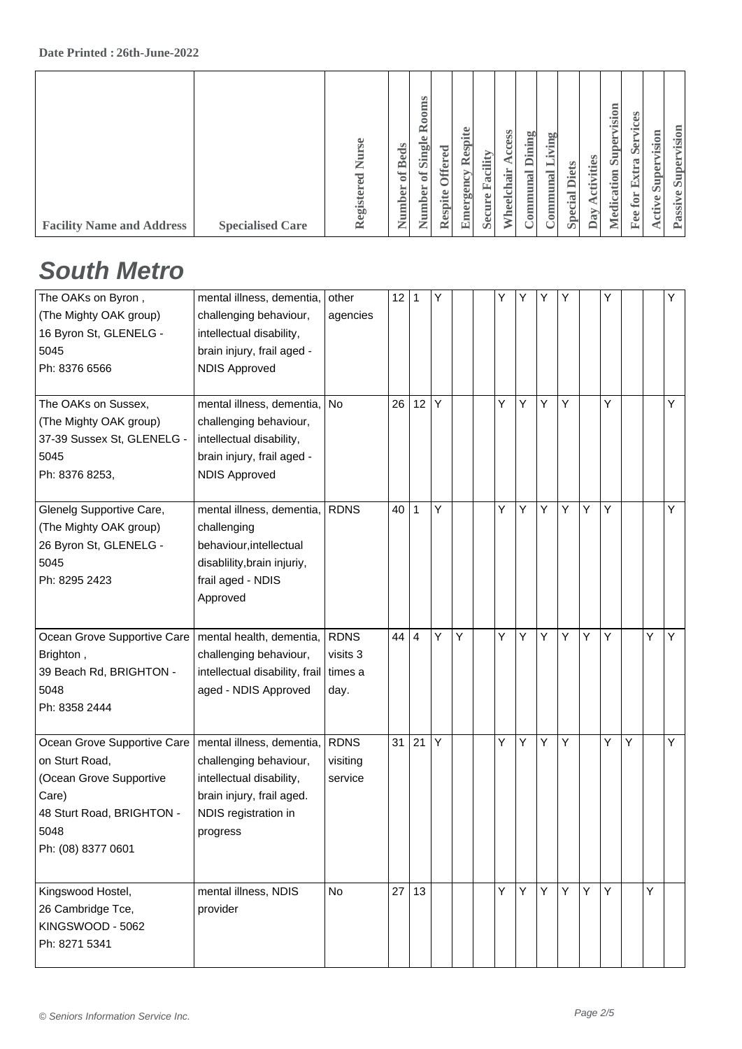## South Metro

| Facility Name and Address | Specialised Care | Registered Nurse | Number of Beds | Number of Single Rooms | Respite Offered | Emergency Respite | Secure Facility | Wheelchair Access | Communal Dining | Communal Living | Special Diets | Day Activities | Medication Supervision | Fee for Extra Services | Active Supervision | Passive Supervision |
|---|---|---|---|---|---|---|---|---|---|---|---|---|---|---|---|---|
| The OAKs on Byron , (The Mighty OAK group) 16 Byron St, GLENELG - 5045 Ph: 8376 6566 | mental illness, dementia, challenging behaviour, intellectual disability, brain injury, frail aged - NDIS Approved | other agencies | 12 | 1 | Y | | | Y | Y | Y | Y | | Y | | | Y |
| The OAKs on Sussex, (The Mighty OAK group) 37-39 Sussex St, GLENELG - 5045 Ph: 8376 8253, | mental illness, dementia, challenging behaviour, intellectual disability, brain injury, frail aged - NDIS Approved | No | 26 | 12 | Y | | | Y | Y | Y | Y | | Y | | | Y |
| Glenelg Supportive Care, (The Mighty OAK group) 26 Byron St, GLENELG - 5045 Ph: 8295 2423 | mental illness, dementia, challenging behaviour,intellectual disablility,brain injuriy, frail aged - NDIS Approved | RDNS | 40 | 1 | Y | | | Y | Y | Y | Y | Y | Y | | | Y |
| Ocean Grove Supportive Care Brighton , 39 Beach Rd, BRIGHTON - 5048 Ph: 8358 2444 | mental health, dementia, challenging behaviour, intellectual disability, frail aged - NDIS Approved | RDNS visits 3 times a day. | 44 | 4 | Y | Y | | Y | Y | Y | Y | Y | Y | | Y | Y |
| Ocean Grove Supportive Care on Sturt Road, (Ocean Grove Supportive Care) 48 Sturt Road, BRIGHTON - 5048 Ph: (08) 8377 0601 | mental illness, dementia, challenging behaviour, intellectual disability, brain injury, frail aged. NDIS registration in progress | RDNS visiting service | 31 | 21 | Y | | | Y | Y | Y | Y | | Y | Y | | Y |
| Kingswood Hostel, 26 Cambridge Tce, KINGSWOOD - 5062 Ph: 8271 5341 | mental illness, NDIS provider | No | 27 | 13 | | | | Y | Y | Y | Y | Y | Y | | Y | |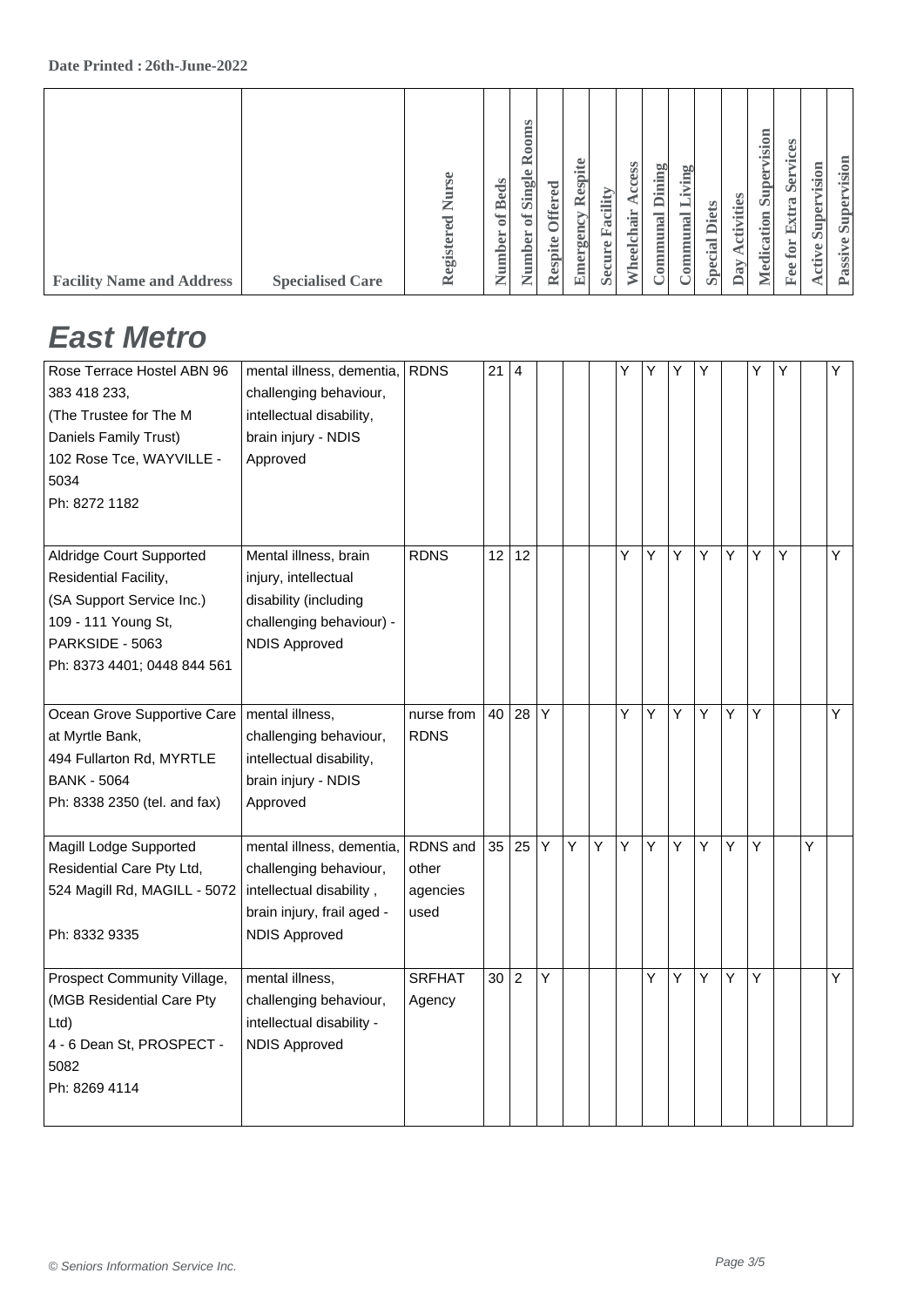## East Metro

| Facility Name and Address | Specialised Care | Registered Nurse | Number of Beds | Number of Single Rooms | Respite Offered | Emergency Respite | Secure Facility | Wheelchair Access | Communal Dining | Communal Living | Special Diets | Day Activities | Medication Supervision | Fee for Extra Services | Active Supervision | Passive Supervision |
|---|---|---|---|---|---|---|---|---|---|---|---|---|---|---|---|---|
| Rose Terrace Hostel ABN 96 383 418 233, (The Trustee for The M Daniels Family Trust) 102 Rose Tce, WAYVILLE - 5034 Ph: 8272 1182 | mental illness, dementia, challenging behaviour, intellectual disability, brain injury - NDIS Approved | RDNS | 21 | 4 | | | | Y | Y | Y | Y | | Y | Y | | Y |
| Aldridge Court Supported Residential Facility, (SA Support Service Inc.) 109 - 111 Young St, PARKSIDE - 5063 Ph: 8373 4401; 0448 844 561 | Mental illness, brain injury, intellectual disability (including challenging behaviour) - NDIS Approved | RDNS | 12 | 12 | | | | Y | Y | Y | Y | Y | Y | Y | | Y |
| Ocean Grove Supportive Care at Myrtle Bank, 494 Fullarton Rd, MYRTLE BANK - 5064 Ph: 8338 2350 (tel. and fax) | mental illness, challenging behaviour, intellectual disability, brain injury - NDIS Approved | nurse from RDNS | 40 | 28 | Y | | | Y | Y | Y | Y | Y | Y | | | Y |
| Magill Lodge Supported Residential Care Pty Ltd, 524 Magill Rd, MAGILL - 5072 Ph: 8332 9335 | mental illness, dementia, challenging behaviour, intellectual disability , brain injury, frail aged - NDIS Approved | RDNS and other agencies used | 35 | 25 | Y | Y | Y | Y | Y | Y | Y | Y | Y | | Y | |
| Prospect Community Village, (MGB Residential Care Pty Ltd) 4 - 6 Dean St, PROSPECT - 5082 Ph: 8269 4114 | mental illness, challenging behaviour, intellectual disability - NDIS Approved | SRFHAT Agency | 30 | 2 | Y | | | | Y | Y | Y | Y | Y | | | Y |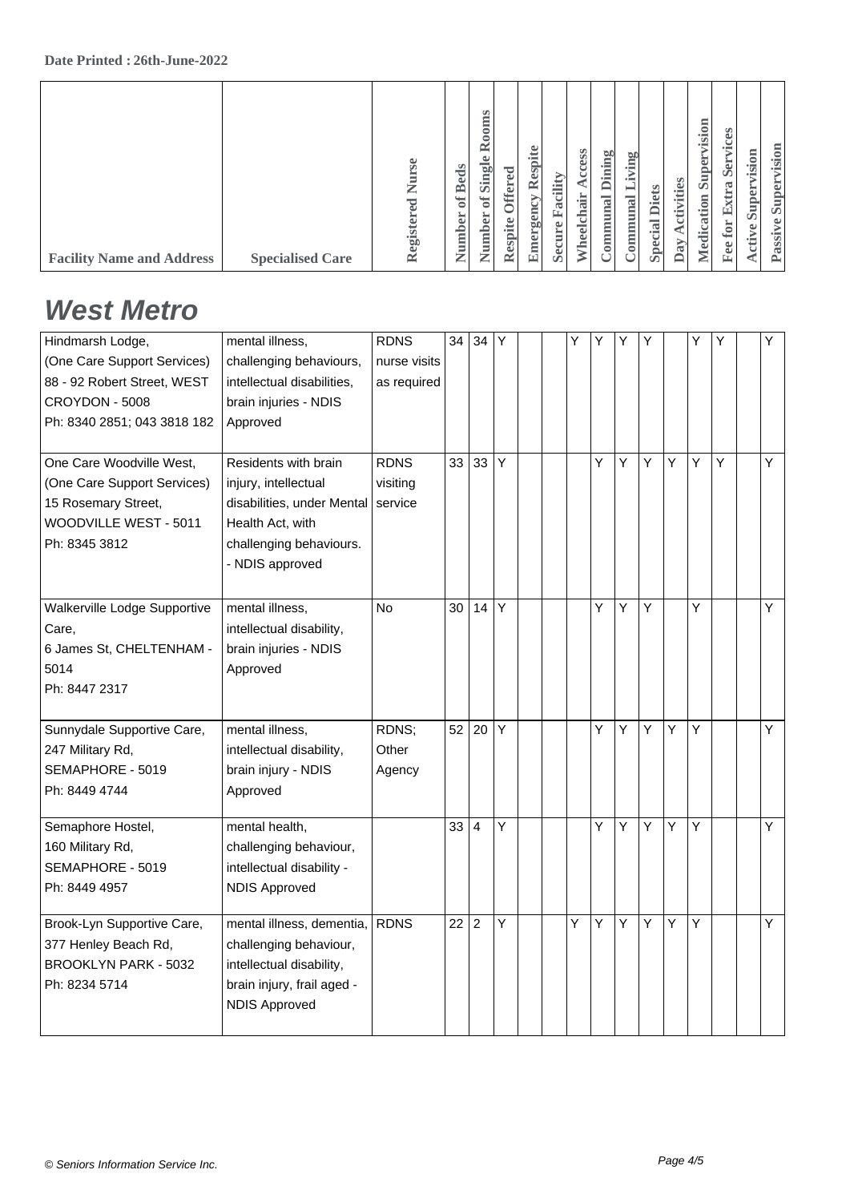Date Printed : 26th-June-2022

## West Metro

| Facility Name and Address | Specialised Care | Registered Nurse | Number of Beds | Number of Single Rooms | Respite Offered | Emergency Respite | Secure Facility | Wheelchair Access | Communal Dining | Communal Living | Special Diets | Day Activities | Medication Supervision | Fee for Extra Services | Active Supervision | Passive Supervision |
|---|---|---|---|---|---|---|---|---|---|---|---|---|---|---|---|---|
| Hindmarsh Lodge, (One Care Support Services) 88 - 92 Robert Street, WEST CROYDON - 5008 Ph: 8340 2851; 043 3818 182 | mental illness, challenging behaviours, intellectual disabilities, brain injuries - NDIS Approved | RDNS nurse visits as required | 34 | 34 | Y | | | Y | Y | Y | Y | | Y | Y | | Y |
| One Care Woodville West, (One Care Support Services) 15 Rosemary Street, WOODVILLE WEST - 5011 Ph: 8345 3812 | Residents with brain injury, intellectual disabilities, under Mental Health Act, with challenging behaviours. - NDIS approved | RDNS visiting service | 33 | 33 | Y | | | | Y | Y | Y | Y | Y | Y | | Y |
| Walkerville Lodge Supportive Care, 6 James St, CHELTENHAM - 5014 Ph: 8447 2317 | mental illness, intellectual disability, brain injuries - NDIS Approved | No | 30 | 14 | Y | | | | Y | Y | Y | | Y | | | Y |
| Sunnydale Supportive Care, 247 Military Rd, SEMAPHORE - 5019 Ph: 8449 4744 | mental illness, intellectual disability, brain injury - NDIS Approved | RDNS; Other Agency | 52 | 20 | Y | | | | Y | Y | Y | Y | Y | | | Y |
| Semaphore Hostel, 160 Military Rd, SEMAPHORE - 5019 Ph: 8449 4957 | mental health, challenging behaviour, intellectual disability - NDIS Approved | | 33 | 4 | Y | | | | Y | Y | Y | Y | Y | | | Y |
| Brook-Lyn Supportive Care, 377 Henley Beach Rd, BROOKLYN PARK - 5032 Ph: 8234 5714 | mental illness, dementia, challenging behaviour, intellectual disability, brain injury, frail aged - NDIS Approved | RDNS | 22 | 2 | Y | | | Y | Y | Y | Y | Y | Y | | | Y |

© Seniors Information Service Inc.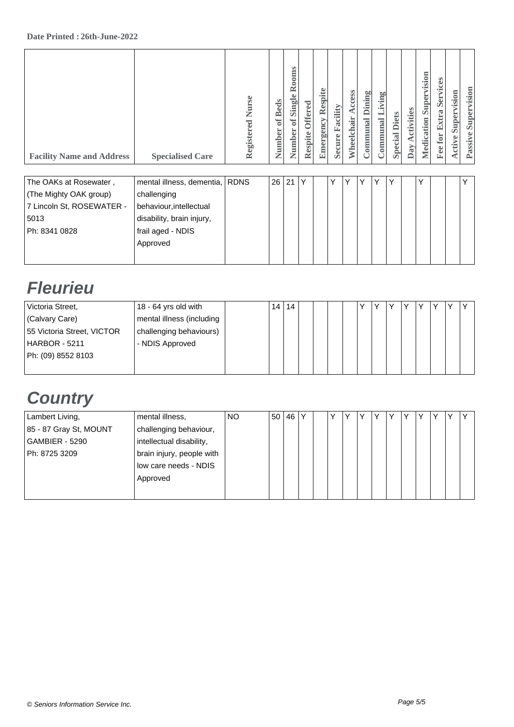| Facility Name and Address | Specialised Care | Registered Nurse | Number of Beds | Number of Single Rooms | Respite Offered | Emergency Respite | Secure Facility | Wheelchair Access | Communal Dining | Communal Living | Special Diets | Day Activities | Medication Supervision | Fee for Extra Services | Active Supervision | Passive Supervision |
|---|---|---|---|---|---|---|---|---|---|---|---|---|---|---|---|---|
| The OAKs at Rosewater , (The Mighty OAK group) 7 Lincoln St, ROSEWATER - 5013 Ph: 8341 0828 | mental illness, dementia, challenging behaviour,intellectual disability, brain injury, frail aged - NDIS Approved | RDNS | 26 | 21 | Y | | Y | Y | Y | Y | Y | | Y | | | Y |

## Fleurieu

| | | | | | | | | | | | | | | | | |
|---|---|---|---|---|---|---|---|---|---|---|---|---|---|---|---|---|
| Victoria Street, (Calvary Care) 55 Victoria Street, VICTOR HARBOR - 5211 Ph: (09) 8552 8103 | 18 - 64 yrs old with mental illness (including challenging behaviours) - NDIS Approved | | 14 | 14 | | | | | Y | Y | Y | Y | Y | Y | Y | Y |

## Country

| | | | | | | | | | | | | | | | | |
|---|---|---|---|---|---|---|---|---|---|---|---|---|---|---|---|---|
| Lambert Living, 85 - 87 Gray St, MOUNT GAMBIER - 5290 Ph: 8725 3209 | mental illness, challenging behaviour, intellectual disability, brain injury, people with low care needs - NDIS Approved | NO | 50 | 46 | Y | | Y | Y | Y | Y | Y | Y | Y | Y | Y | Y |